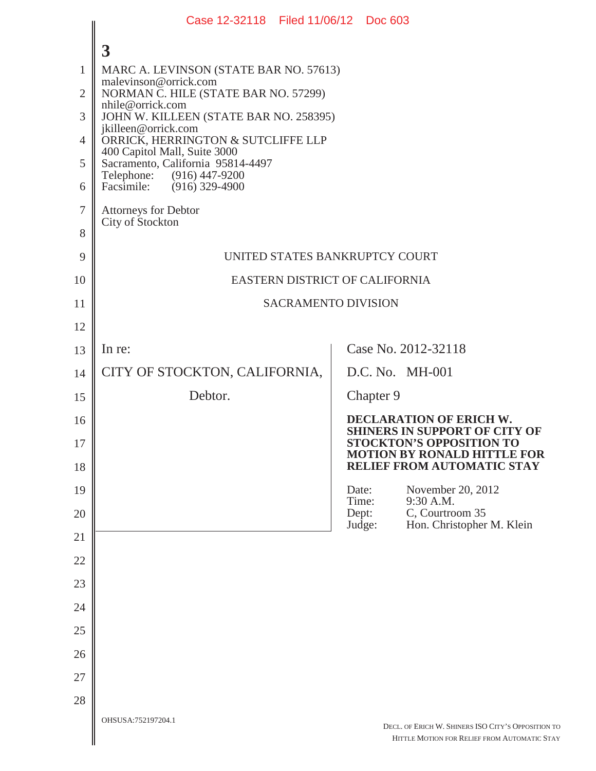Case 12-32118 Filed 11/06/12 Doc 603

**3**

MARC A. LEVINSON (STATE BAR NO. 57613)
malevinson@orrick.com
NORMAN C. HILE (STATE BAR NO. 57299)
nhile@orrick.com
JOHN W. KILLEEN (STATE BAR NO. 258395)
jkilleen@orrick.com
ORRICK, HERRINGTON & SUTCLIFFE LLP
400 Capitol Mall, Suite 3000
Sacramento, California 95814-4497
Telephone: (916) 447-9200
Facsimile: (916) 329-4900

Attorneys for Debtor
City of Stockton

UNITED STATES BANKRUPTCY COURT

EASTERN DISTRICT OF CALIFORNIA

SACRAMENTO DIVISION

| | |
|---|---|
| In re: | Case No. 2012-32118 |
| CITY OF STOCKTON, CALIFORNIA, | D.C. No. MH-001 |
| Debtor. | Chapter 9 |
| | **DECLARATION OF ERICH W. SHINERS IN SUPPORT OF CITY OF STOCKTON'S OPPOSITION TO MOTION BY RONALD HITTLE FOR RELIEF FROM AUTOMATIC STAY** |
| | Date: November 20, 2012<br>Time: 9:30 A.M.<br>Dept: C, Courtroom 35<br>Judge: Hon. Christopher M. Klein |

OHSUSA:752197204.1

DECL. OF ERICH W. SHINERS ISO CITY'S OPPOSITION TO HITTLE MOTION FOR RELIEF FROM AUTOMATIC STAY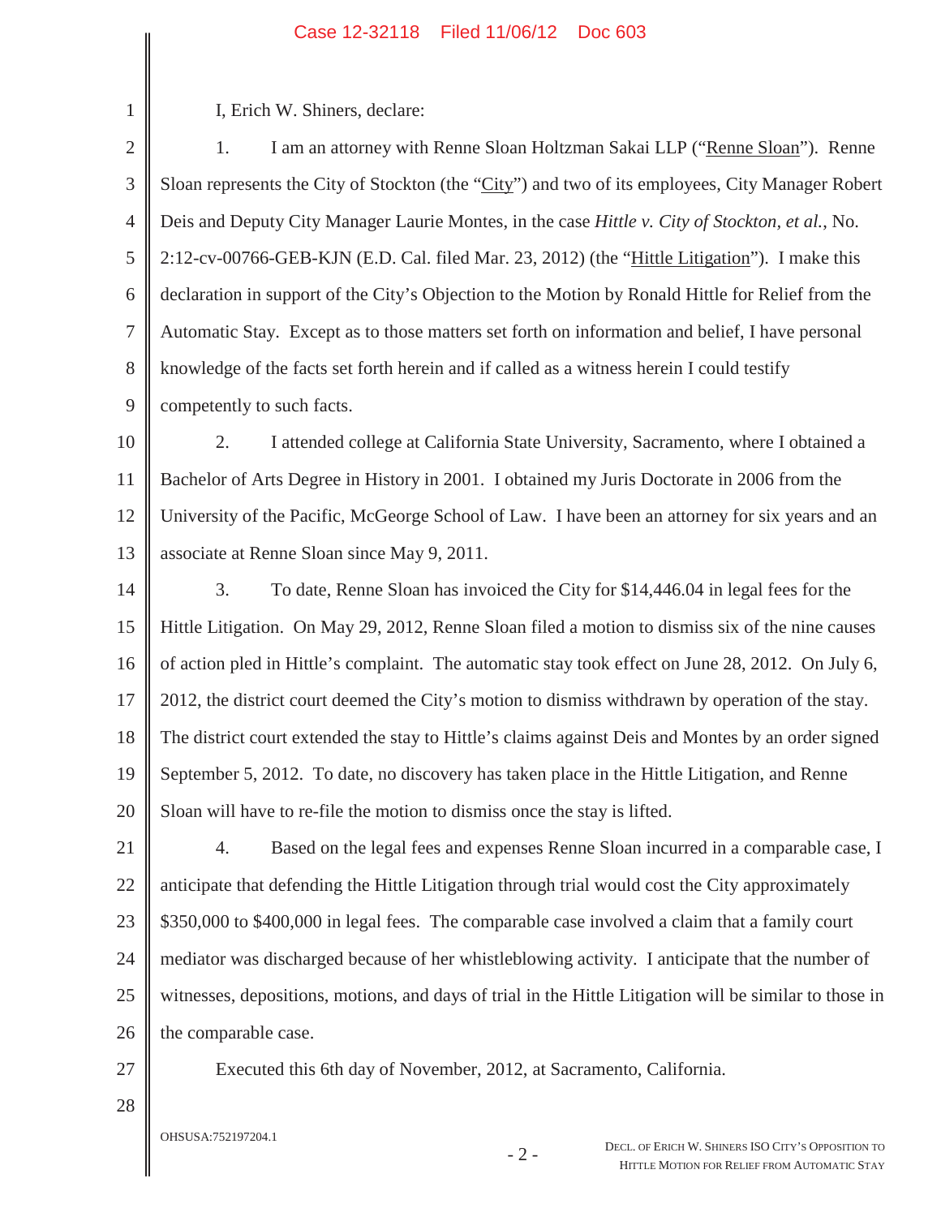I, Erich W. Shiners, declare:

1. I am an attorney with Renne Sloan Holtzman Sakai LLP ("Renne Sloan"). Renne Sloan represents the City of Stockton (the "City") and two of its employees, City Manager Robert Deis and Deputy City Manager Laurie Montes, in the case *Hittle v. City of Stockton, et al.*, No. 2:12-cv-00766-GEB-KJN (E.D. Cal. filed Mar. 23, 2012) (the "Hittle Litigation"). I make this declaration in support of the City's Objection to the Motion by Ronald Hittle for Relief from the Automatic Stay. Except as to those matters set forth on information and belief, I have personal knowledge of the facts set forth herein and if called as a witness herein I could testify competently to such facts.

2. I attended college at California State University, Sacramento, where I obtained a Bachelor of Arts Degree in History in 2001. I obtained my Juris Doctorate in 2006 from the University of the Pacific, McGeorge School of Law. I have been an attorney for six years and an associate at Renne Sloan since May 9, 2011.

3. To date, Renne Sloan has invoiced the City for $14,446.04 in legal fees for the Hittle Litigation. On May 29, 2012, Renne Sloan filed a motion to dismiss six of the nine causes of action pled in Hittle's complaint. The automatic stay took effect on June 28, 2012. On July 6, 2012, the district court deemed the City's motion to dismiss withdrawn by operation of the stay. The district court extended the stay to Hittle's claims against Deis and Montes by an order signed September 5, 2012. To date, no discovery has taken place in the Hittle Litigation, and Renne Sloan will have to re-file the motion to dismiss once the stay is lifted.

4. Based on the legal fees and expenses Renne Sloan incurred in a comparable case, I anticipate that defending the Hittle Litigation through trial would cost the City approximately $350,000 to $400,000 in legal fees. The comparable case involved a claim that a family court mediator was discharged because of her whistleblowing activity. I anticipate that the number of witnesses, depositions, motions, and days of trial in the Hittle Litigation will be similar to those in the comparable case.

Executed this 6th day of November, 2012, at Sacramento, California.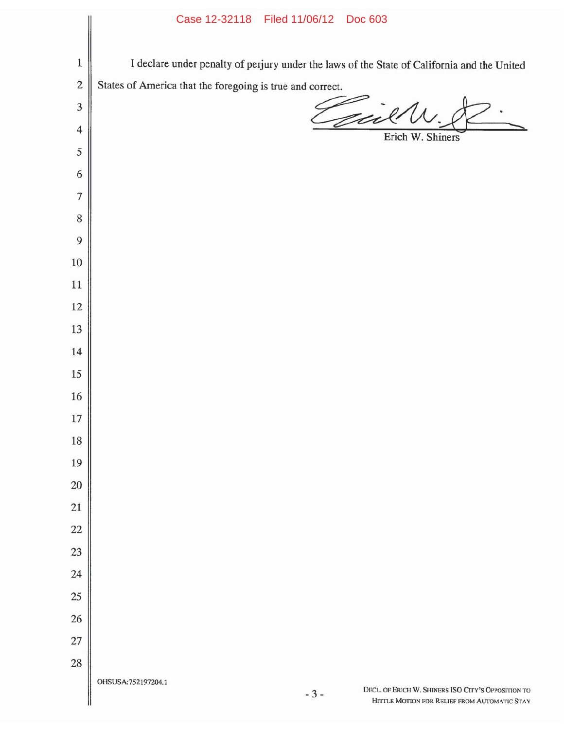I declare under penalty of perjury under the laws of the State of California and the United States of America that the foregoing is true and correct.

Erich W. Shiners

OHSUSA:752197204.1

DECL. OF ERICH W. SHINERS ISO CITY'S OPPOSITION TO HITTLE MOTION FOR RELIEF FROM AUTOMATIC STAY